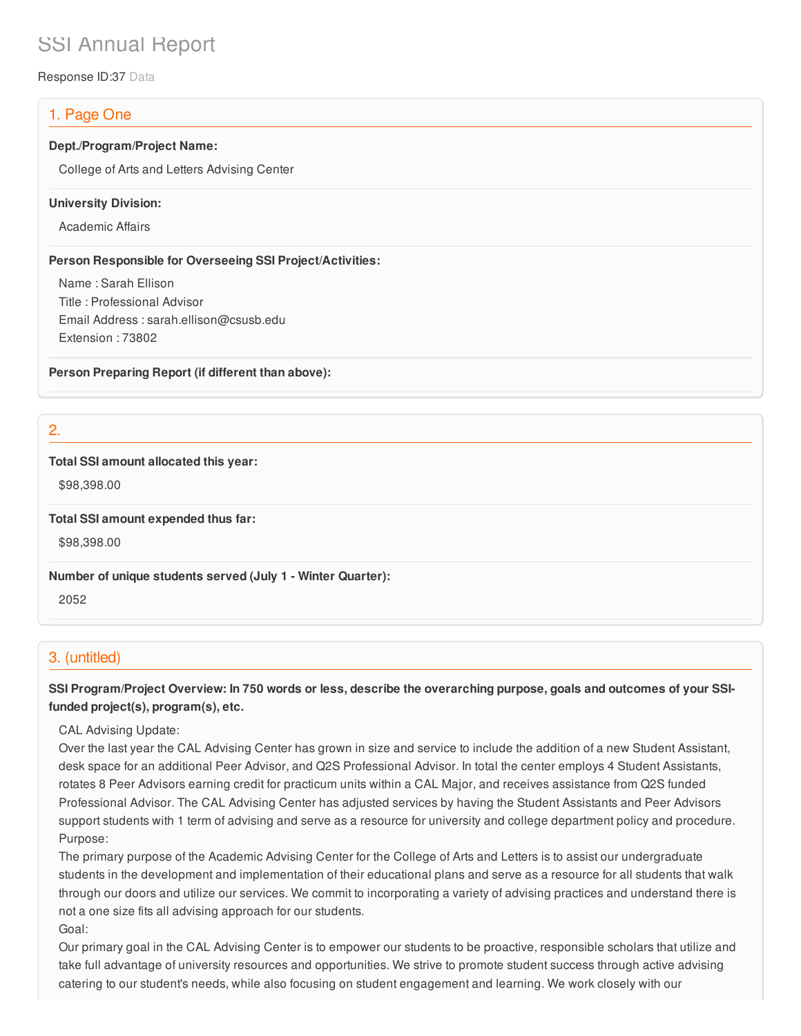# SSI Annual Report

Response ID:37 Data

## 1. Page One

**Dept./Program/Project Name:**

College of Arts and Letters Advising Center

**University Division:**

Academic Affairs

**Person Responsible for Overseeing SSI Project/Activities:**

Name : Sarah Ellison
Title : Professional Advisor
Email Address : sarah.ellison@csusb.edu
Extension : 73802

**Person Preparing Report (if different than above):**

## 2.

**Total SSI amount allocated this year:**

$98,398.00

**Total SSI amount expended thus far:**

$98,398.00

**Number of unique students served (July 1 - Winter Quarter):**

2052

## 3. (untitled)

**SSI Program/Project Overview: In 750 words or less, describe the overarching purpose, goals and outcomes of your SSI-funded project(s), program(s), etc.**

CAL Advising Update:
Over the last year the CAL Advising Center has grown in size and service to include the addition of a new Student Assistant, desk space for an additional Peer Advisor, and Q2S Professional Advisor. In total the center employs 4 Student Assistants, rotates 8 Peer Advisors earning credit for practicum units within a CAL Major, and receives assistance from Q2S funded Professional Advisor. The CAL Advising Center has adjusted services by having the Student Assistants and Peer Advisors support students with 1 term of advising and serve as a resource for university and college department policy and procedure.
Purpose:
The primary purpose of the Academic Advising Center for the College of Arts and Letters is to assist our undergraduate students in the development and implementation of their educational plans and serve as a resource for all students that walk through our doors and utilize our services. We commit to incorporating a variety of advising practices and understand there is not a one size fits all advising approach for our students.
Goal:
Our primary goal in the CAL Advising Center is to empower our students to be proactive, responsible scholars that utilize and take full advantage of university resources and opportunities. We strive to promote student success through active advising catering to our student's needs, while also focusing on student engagement and learning. We work closely with our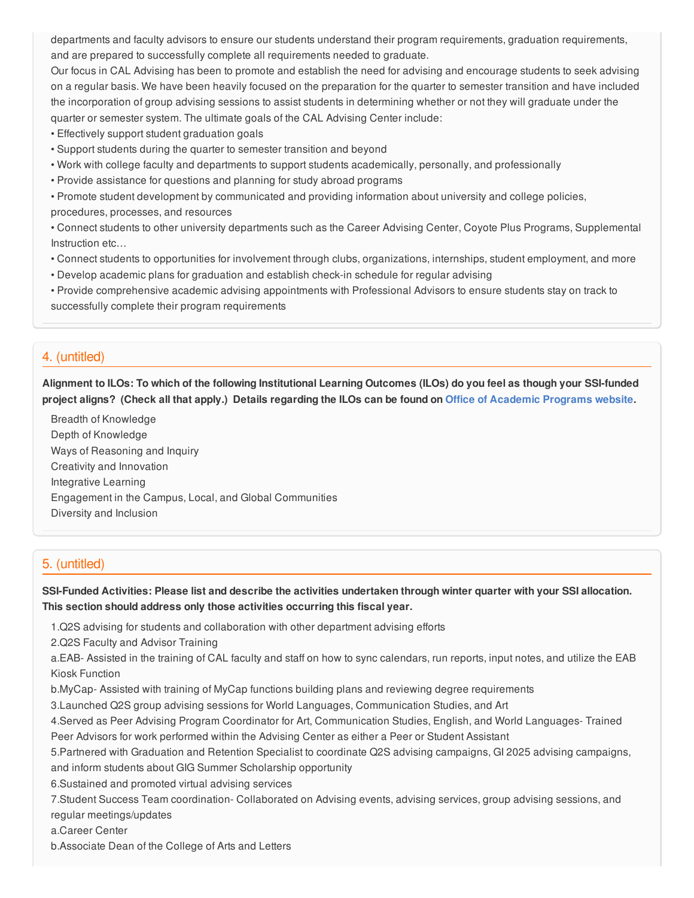departments and faculty advisors to ensure our students understand their program requirements, graduation requirements, and are prepared to successfully complete all requirements needed to graduate.

Our focus in CAL Advising has been to promote and establish the need for advising and encourage students to seek advising on a regular basis. We have been heavily focused on the preparation for the quarter to semester transition and have included the incorporation of group advising sessions to assist students in determining whether or not they will graduate under the quarter or semester system. The ultimate goals of the CAL Advising Center include:

• Effectively support student graduation goals
• Support students during the quarter to semester transition and beyond
• Work with college faculty and departments to support students academically, personally, and professionally
• Provide assistance for questions and planning for study abroad programs
• Promote student development by communicated and providing information about university and college policies, procedures, processes, and resources
• Connect students to other university departments such as the Career Advising Center, Coyote Plus Programs, Supplemental Instruction etc…
• Connect students to opportunities for involvement through clubs, organizations, internships, student employment, and more
• Develop academic plans for graduation and establish check-in schedule for regular advising
• Provide comprehensive academic advising appointments with Professional Advisors to ensure students stay on track to successfully complete their program requirements

## 4. (untitled)

**Alignment to ILOs: To which of the following Institutional Learning Outcomes (ILOs) do you feel as though your SSI-funded project aligns? (Check all that apply.) Details regarding the ILOs can be found on Office of Academic Programs website.**

Breadth of Knowledge
Depth of Knowledge
Ways of Reasoning and Inquiry
Creativity and Innovation
Integrative Learning
Engagement in the Campus, Local, and Global Communities
Diversity and Inclusion

## 5. (untitled)

**SSI-Funded Activities: Please list and describe the activities undertaken through winter quarter with your SSI allocation. This section should address only those activities occurring this fiscal year.**

1.Q2S advising for students and collaboration with other department advising efforts
2.Q2S Faculty and Advisor Training
a.EAB- Assisted in the training of CAL faculty and staff on how to sync calendars, run reports, input notes, and utilize the EAB Kiosk Function
b.MyCap- Assisted with training of MyCap functions building plans and reviewing degree requirements
3.Launched Q2S group advising sessions for World Languages, Communication Studies, and Art
4.Served as Peer Advising Program Coordinator for Art, Communication Studies, English, and World Languages- Trained Peer Advisors for work performed within the Advising Center as either a Peer or Student Assistant
5.Partnered with Graduation and Retention Specialist to coordinate Q2S advising campaigns, GI 2025 advising campaigns, and inform students about GIG Summer Scholarship opportunity
6.Sustained and promoted virtual advising services
7.Student Success Team coordination- Collaborated on Advising events, advising services, group advising sessions, and regular meetings/updates
a.Career Center
b.Associate Dean of the College of Arts and Letters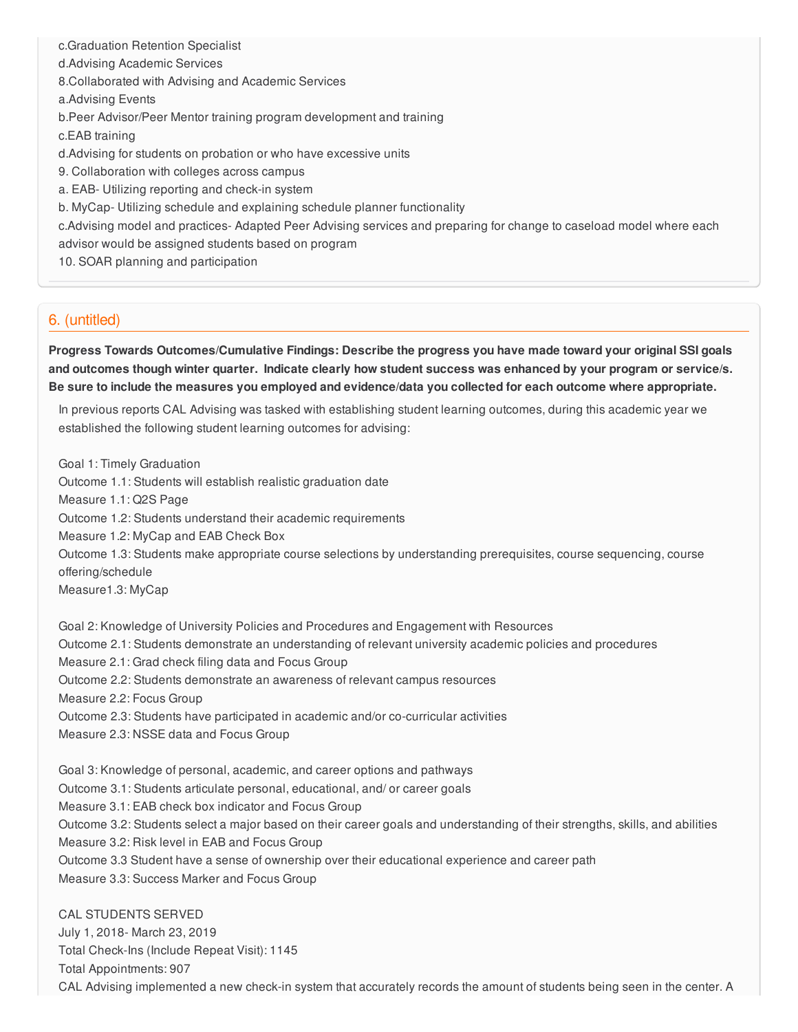c.Graduation Retention Specialist
d.Advising Academic Services
8.Collaborated with Advising and Academic Services
a.Advising Events
b.Peer Advisor/Peer Mentor training program development and training
c.EAB training
d.Advising for students on probation or who have excessive units
9. Collaboration with colleges across campus
a. EAB- Utilizing reporting and check-in system
b. MyCap- Utilizing schedule and explaining schedule planner functionality
c.Advising model and practices- Adapted Peer Advising services and preparing for change to caseload model where each advisor would be assigned students based on program
10. SOAR planning and participation

## 6. (untitled)

**Progress Towards Outcomes/Cumulative Findings: Describe the progress you have made toward your original SSI goals and outcomes though winter quarter. Indicate clearly how student success was enhanced by your program or service/s. Be sure to include the measures you employed and evidence/data you collected for each outcome where appropriate.**

In previous reports CAL Advising was tasked with establishing student learning outcomes, during this academic year we established the following student learning outcomes for advising:

Goal 1: Timely Graduation
Outcome 1.1: Students will establish realistic graduation date
Measure 1.1: Q2S Page
Outcome 1.2: Students understand their academic requirements
Measure 1.2: MyCap and EAB Check Box
Outcome 1.3: Students make appropriate course selections by understanding prerequisites, course sequencing, course offering/schedule
Measure1.3: MyCap

Goal 2: Knowledge of University Policies and Procedures and Engagement with Resources
Outcome 2.1: Students demonstrate an understanding of relevant university academic policies and procedures
Measure 2.1: Grad check filing data and Focus Group
Outcome 2.2: Students demonstrate an awareness of relevant campus resources
Measure 2.2: Focus Group
Outcome 2.3: Students have participated in academic and/or co-curricular activities
Measure 2.3: NSSE data and Focus Group

Goal 3: Knowledge of personal, academic, and career options and pathways
Outcome 3.1: Students articulate personal, educational, and/ or career goals
Measure 3.1: EAB check box indicator and Focus Group
Outcome 3.2: Students select a major based on their career goals and understanding of their strengths, skills, and abilities
Measure 3.2: Risk level in EAB and Focus Group
Outcome 3.3 Student have a sense of ownership over their educational experience and career path
Measure 3.3: Success Marker and Focus Group

CAL STUDENTS SERVED
July 1, 2018- March 23, 2019
Total Check-Ins (Include Repeat Visit): 1145
Total Appointments: 907
CAL Advising implemented a new check-in system that accurately records the amount of students being seen in the center. A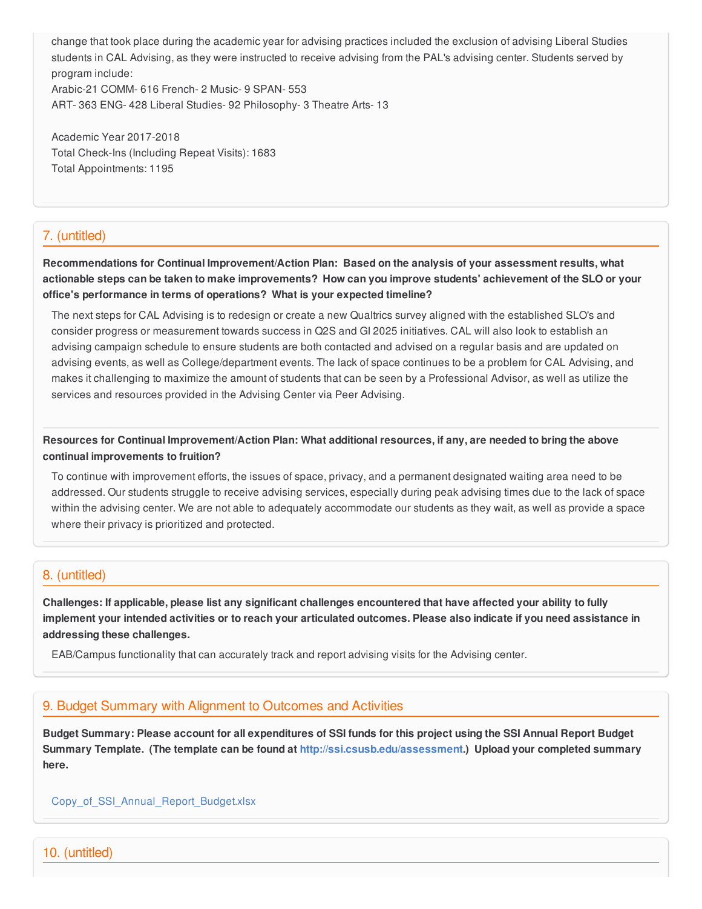change that took place during the academic year for advising practices included the exclusion of advising Liberal Studies students in CAL Advising, as they were instructed to receive advising from the PAL's advising center. Students served by program include:
Arabic-21 COMM- 616 French- 2 Music- 9 SPAN- 553
ART- 363 ENG- 428 Liberal Studies- 92 Philosophy- 3 Theatre Arts- 13

Academic Year 2017-2018
Total Check-Ins (Including Repeat Visits): 1683
Total Appointments: 1195

## 7. (untitled)

**Recommendations for Continual Improvement/Action Plan: Based on the analysis of your assessment results, what actionable steps can be taken to make improvements? How can you improve students' achievement of the SLO or your office's performance in terms of operations? What is your expected timeline?**

The next steps for CAL Advising is to redesign or create a new Qualtrics survey aligned with the established SLO's and consider progress or measurement towards success in Q2S and GI 2025 initiatives. CAL will also look to establish an advising campaign schedule to ensure students are both contacted and advised on a regular basis and are updated on advising events, as well as College/department events. The lack of space continues to be a problem for CAL Advising, and makes it challenging to maximize the amount of students that can be seen by a Professional Advisor, as well as utilize the services and resources provided in the Advising Center via Peer Advising.

**Resources for Continual Improvement/Action Plan: What additional resources, if any, are needed to bring the above continual improvements to fruition?**

To continue with improvement efforts, the issues of space, privacy, and a permanent designated waiting area need to be addressed. Our students struggle to receive advising services, especially during peak advising times due to the lack of space within the advising center. We are not able to adequately accommodate our students as they wait, as well as provide a space where their privacy is prioritized and protected.

## 8. (untitled)

**Challenges: If applicable, please list any significant challenges encountered that have affected your ability to fully implement your intended activities or to reach your articulated outcomes. Please also indicate if you need assistance in addressing these challenges.**

EAB/Campus functionality that can accurately track and report advising visits for the Advising center.

## 9. Budget Summary with Alignment to Outcomes and Activities

**Budget Summary: Please account for all expenditures of SSI funds for this project using the SSI Annual Report Budget Summary Template. (The template can be found at http://ssi.csusb.edu/assessment.) Upload your completed summary here.**

Copy_of_SSI_Annual_Report_Budget.xlsx

## 10. (untitled)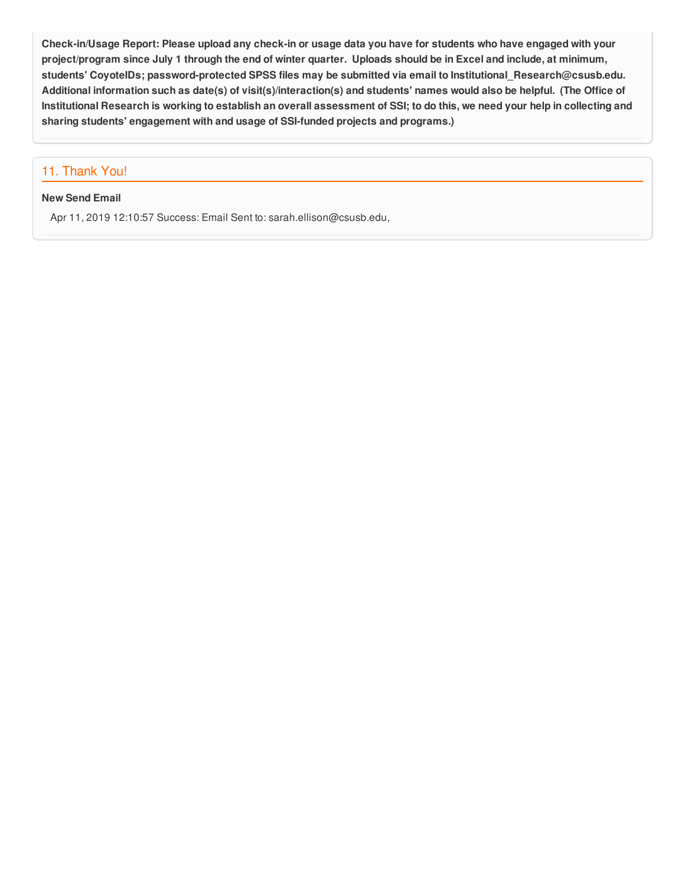**Check-in/Usage Report: Please upload any check-in or usage data you have for students who have engaged with your project/program since July 1 through the end of winter quarter. Uploads should be in Excel and include, at minimum, students' CoyoteIDs; password-protected SPSS files may be submitted via email to Institutional_Research@csusb.edu. Additional information such as date(s) of visit(s)/interaction(s) and students' names would also be helpful. (The Office of Institutional Research is working to establish an overall assessment of SSI; to do this, we need your help in collecting and sharing students' engagement with and usage of SSI-funded projects and programs.)**

## 11. Thank You!

**New Send Email**

Apr 11, 2019 12:10:57 Success: Email Sent to: sarah.ellison@csusb.edu,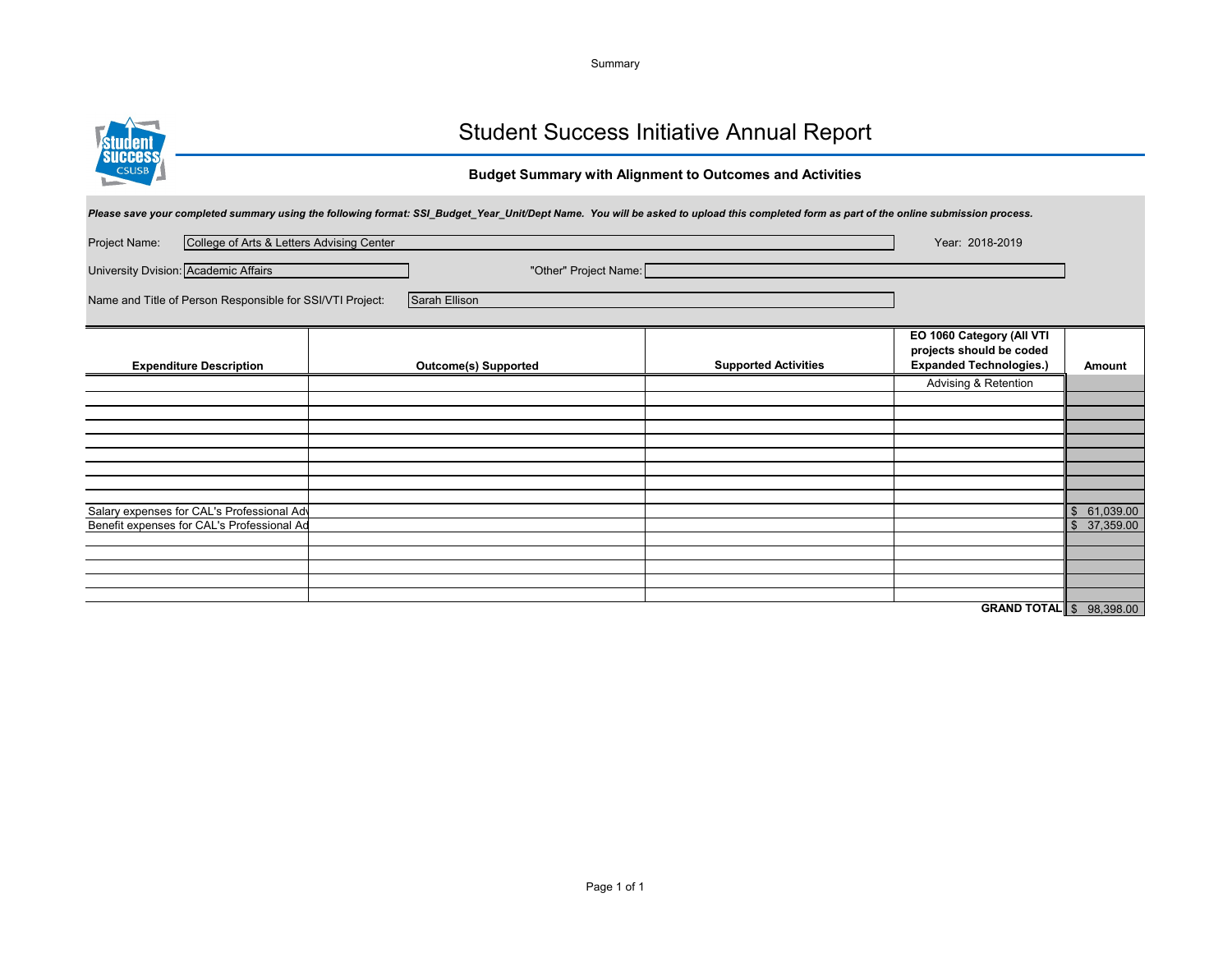# Student Success Initiative Annual Report

## Budget Summary with Alignment to Outcomes and Activities

***Please save your completed summary using the following format: SSI_Budget_Year_Unit/Dept Name. You will be asked to upload this completed form as part of the online submission process.***

Project Name: College of Arts & Letters Advising Center

Year: 2018-2019

University Dvision: Academic Affairs

"Other" Project Name:

Name and Title of Person Responsible for SSI/VTI Project: Sarah Ellison

| Expenditure Description | Outcome(s) Supported | Supported Activities | EO 1060 Category (All VTI projects should be coded Expanded Technologies.) | Amount |
|---|---|---|---|---|
| | | | Advising & Retention | |
| | | | | |
| | | | | |
| | | | | |
| | | | | |
| | | | | |
| | | | | |
| | | | | |
| | | | | |
| Salary expenses for CAL's Professional Adv | | | | $ 61,039.00 |
| Benefit expenses for CAL's Professional Ad | | | | $ 37,359.00 |
| | | | | |
| | | | | |
| | | | | |
| | | | | |
| | | | | |
| | | | **GRAND TOTAL** | $ 98,398.00 |